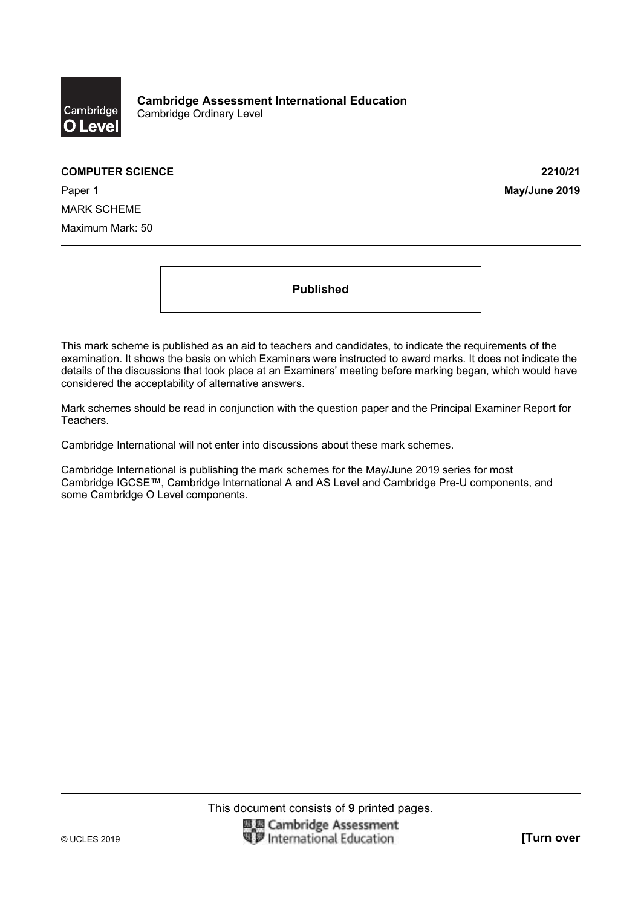**Cambridge Assessment International Education**
Cambridge Ordinary Level

**COMPUTER SCIENCE** **2210/21**

Paper 1 **May/June 2019**

MARK SCHEME

Maximum Mark: 50

**Published**

This mark scheme is published as an aid to teachers and candidates, to indicate the requirements of the examination. It shows the basis on which Examiners were instructed to award marks. It does not indicate the details of the discussions that took place at an Examiners' meeting before marking began, which would have considered the acceptability of alternative answers.

Mark schemes should be read in conjunction with the question paper and the Principal Examiner Report for Teachers.

Cambridge International will not enter into discussions about these mark schemes.

Cambridge International is publishing the mark schemes for the May/June 2019 series for most Cambridge IGCSE™, Cambridge International A and AS Level and Cambridge Pre-U components, and some Cambridge O Level components.

This document consists of **9** printed pages.

© UCLES 2019 **[Turn over**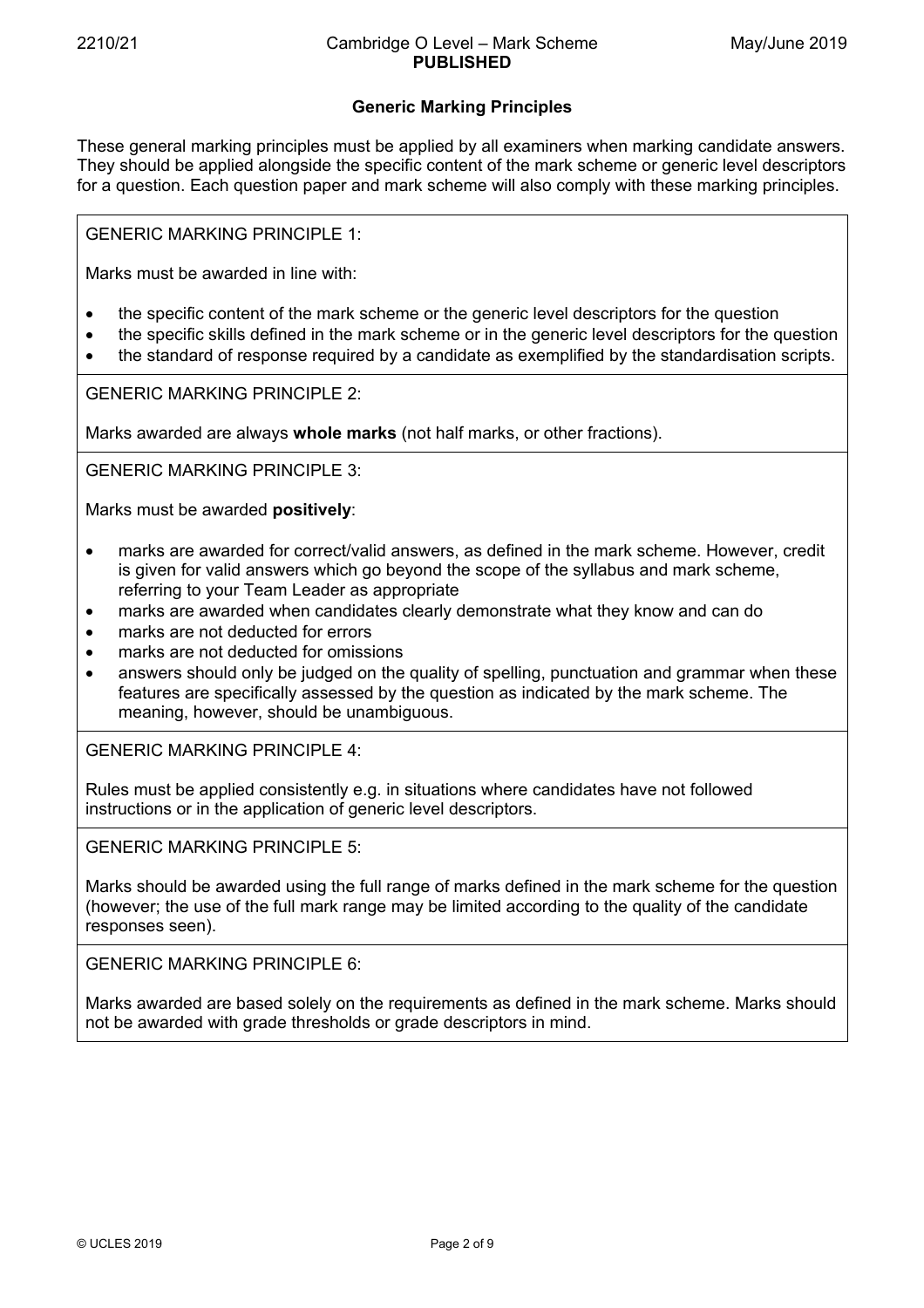## Generic Marking Principles

These general marking principles must be applied by all examiners when marking candidate answers. They should be applied alongside the specific content of the mark scheme or generic level descriptors for a question. Each question paper and mark scheme will also comply with these marking principles.

GENERIC MARKING PRINCIPLE 1:

Marks must be awarded in line with:

- the specific content of the mark scheme or the generic level descriptors for the question
- the specific skills defined in the mark scheme or in the generic level descriptors for the question
- the standard of response required by a candidate as exemplified by the standardisation scripts.

GENERIC MARKING PRINCIPLE 2:

Marks awarded are always **whole marks** (not half marks, or other fractions).

GENERIC MARKING PRINCIPLE 3:

Marks must be awarded **positively**:

- marks are awarded for correct/valid answers, as defined in the mark scheme. However, credit is given for valid answers which go beyond the scope of the syllabus and mark scheme, referring to your Team Leader as appropriate
- marks are awarded when candidates clearly demonstrate what they know and can do
- marks are not deducted for errors
- marks are not deducted for omissions
- answers should only be judged on the quality of spelling, punctuation and grammar when these features are specifically assessed by the question as indicated by the mark scheme. The meaning, however, should be unambiguous.

GENERIC MARKING PRINCIPLE 4:

Rules must be applied consistently e.g. in situations where candidates have not followed instructions or in the application of generic level descriptors.

GENERIC MARKING PRINCIPLE 5:

Marks should be awarded using the full range of marks defined in the mark scheme for the question (however; the use of the full mark range may be limited according to the quality of the candidate responses seen).

GENERIC MARKING PRINCIPLE 6:

Marks awarded are based solely on the requirements as defined in the mark scheme. Marks should not be awarded with grade thresholds or grade descriptors in mind.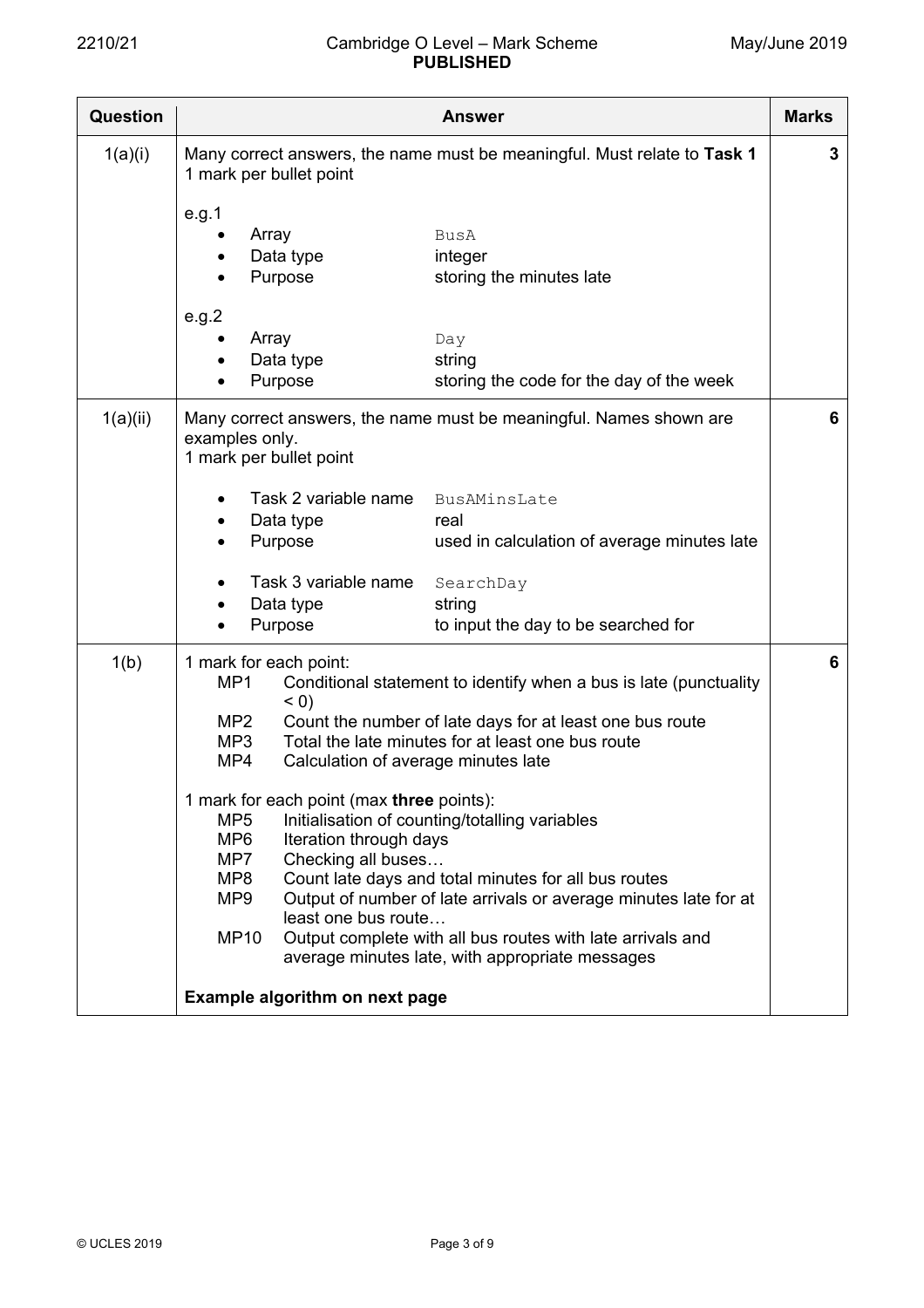| Question | Answer | Marks |
|---|---|---|
| 1(a)(i) | Many correct answers, the name must be meaningful. Must relate to **Task 1**<br>1 mark per bullet point<br><br>e.g.1<br>• Array `BusA`<br>• Data type integer<br>• Purpose storing the minutes late<br><br>e.g.2<br>• Array `Day`<br>• Data type string<br>• Purpose storing the code for the day of the week | 3 |
| 1(a)(ii) | Many correct answers, the name must be meaningful. Names shown are examples only.<br>1 mark per bullet point<br><br>• Task 2 variable name `BusAMinsLate`<br>• Data type real<br>• Purpose used in calculation of average minutes late<br><br>• Task 3 variable name `SearchDay`<br>• Data type string<br>• Purpose to input the day to be searched for | 6 |
| 1(b) | 1 mark for each point:<br>MP1 Conditional statement to identify when a bus is late (punctuality < 0)<br>MP2 Count the number of late days for at least one bus route<br>MP3 Total the late minutes for at least one bus route<br>MP4 Calculation of average minutes late<br><br>1 mark for each point (max **three** points):<br>MP5 Initialisation of counting/totalling variables<br>MP6 Iteration through days<br>MP7 Checking all buses…<br>MP8 Count late days and total minutes for all bus routes<br>MP9 Output of number of late arrivals or average minutes late for at least one bus route…<br>MP10 Output complete with all bus routes with late arrivals and average minutes late, with appropriate messages<br><br>**Example algorithm on next page** | 6 |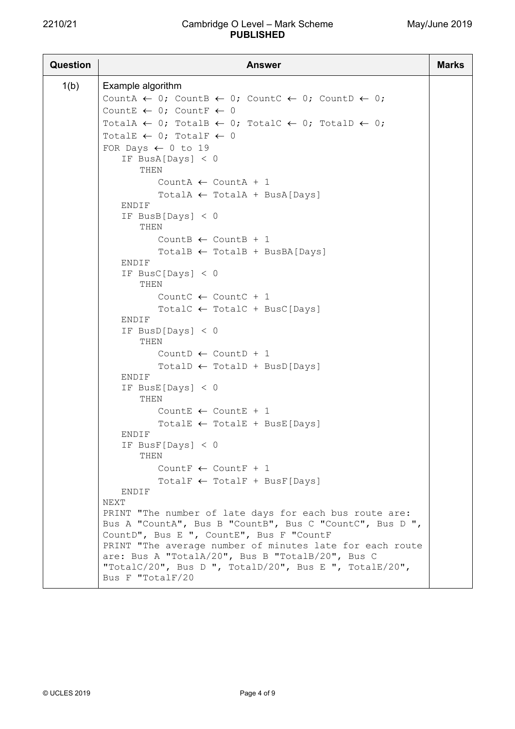| Question | Answer | Marks |
|---|---|---|
| 1(b) | Example algorithm (see below) | |

```
CountA ← 0; CountB ← 0; CountC ← 0; CountD ← 0;
CountE ← 0; CountF ← 0
TotalA ← 0; TotalB ← 0; TotalC ← 0; TotalD ← 0;
TotalE ← 0; TotalF ← 0
FOR Days ← 0 to 19
   IF BusA[Days] < 0
      THEN
         CountA ← CountA + 1
         TotalA ← TotalA + BusA[Days]
   ENDIF
   IF BusB[Days] < 0
      THEN
         CountB ← CountB + 1
         TotalB ← TotalB + BusBA[Days]
   ENDIF
   IF BusC[Days] < 0
      THEN
         CountC ← CountC + 1
         TotalC ← TotalC + BusC[Days]
   ENDIF
   IF BusD[Days] < 0
      THEN
         CountD ← CountD + 1
         TotalD ← TotalD + BusD[Days]
   ENDIF
   IF BusE[Days] < 0
      THEN
         CountE ← CountE + 1
         TotalE ← TotalE + BusE[Days]
   ENDIF
   IF BusF[Days] < 0
      THEN
         CountF ← CountF + 1
         TotalF ← TotalF + BusF[Days]
   ENDIF
NEXT
PRINT "The number of late days for each bus route are:
Bus A "CountA", Bus B "CountB", Bus C "CountC", Bus D ",
CountD", Bus E ", CountE", Bus F "CountF
PRINT "The average number of minutes late for each route
are: Bus A "TotalA/20", Bus B "TotalB/20", Bus C
"TotalC/20", Bus D ", TotalD/20", Bus E ", TotalE/20",
Bus F "TotalF/20
```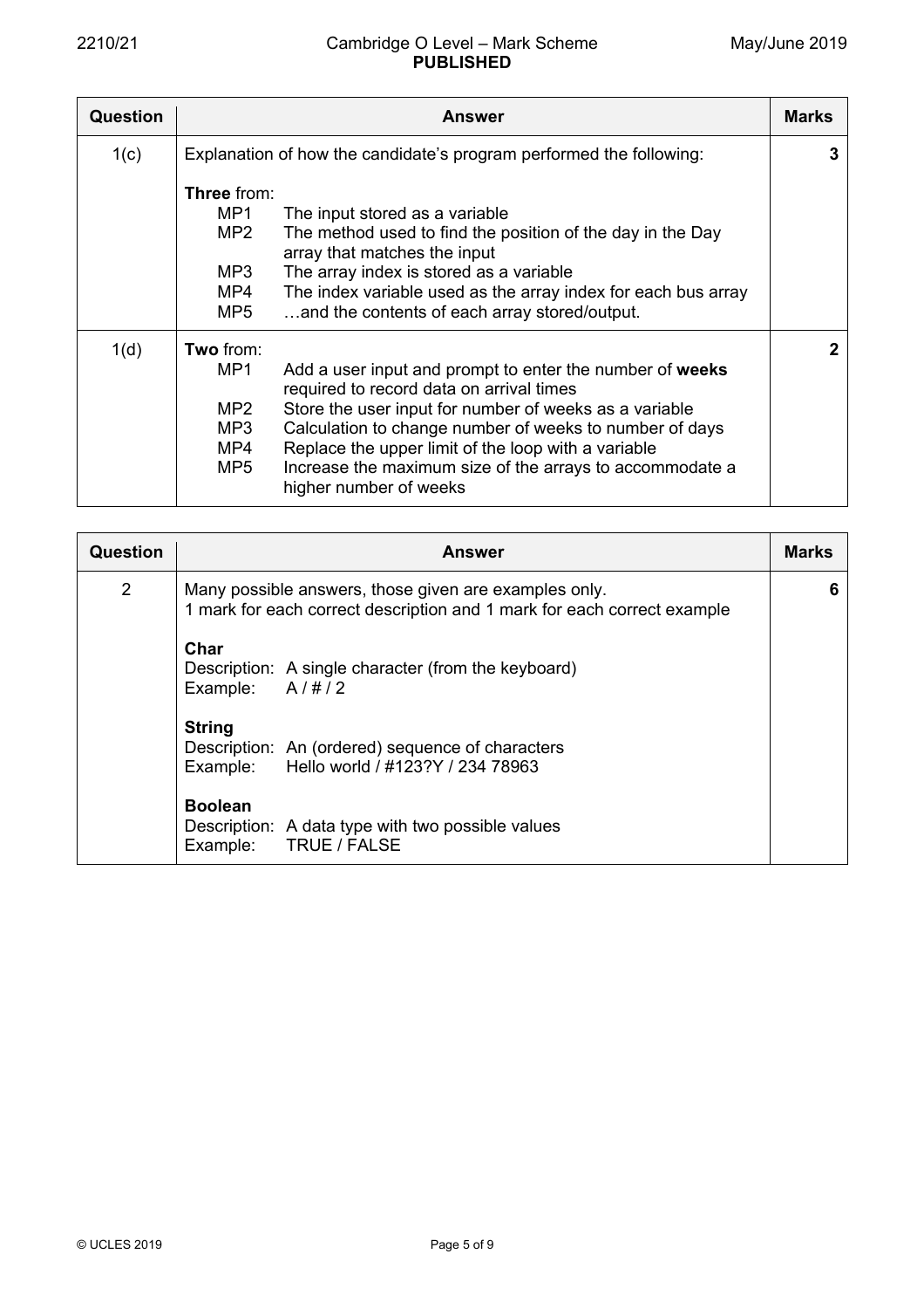| Question | Answer | Marks |
|---|---|---|
| 1(c) | Explanation of how the candidate's program performed the following:<br><br>**Three** from:<br>MP1 The input stored as a variable<br>MP2 The method used to find the position of the day in the Day array that matches the input<br>MP3 The array index is stored as a variable<br>MP4 The index variable used as the array index for each bus array<br>MP5 …and the contents of each array stored/output. | 3 |
| 1(d) | **Two** from:<br>MP1 Add a user input and prompt to enter the number of **weeks** required to record data on arrival times<br>MP2 Store the user input for number of weeks as a variable<br>MP3 Calculation to change number of weeks to number of days<br>MP4 Replace the upper limit of the loop with a variable<br>MP5 Increase the maximum size of the arrays to accommodate a higher number of weeks | 2 |

| Question | Answer | Marks |
|---|---|---|
| 2 | Many possible answers, those given are examples only.<br>1 mark for each correct description and 1 mark for each correct example<br><br>**Char**<br>Description: A single character (from the keyboard)<br>Example: A / # / 2<br><br>**String**<br>Description: An (ordered) sequence of characters<br>Example: Hello world / #123?Y / 234 78963<br><br>**Boolean**<br>Description: A data type with two possible values<br>Example: TRUE / FALSE | 6 |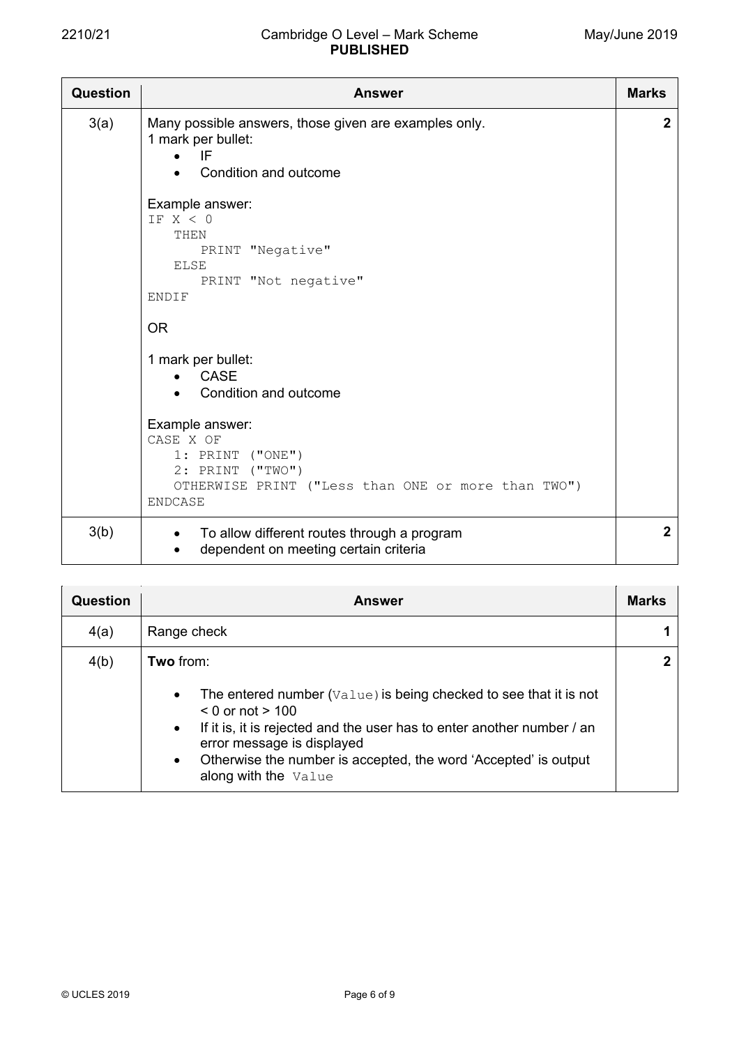| Question | Answer | Marks |
|---|---|---|
| 3(a) | Many possible answers, those given are examples only.<br>1 mark per bullet:<br>• IF<br>• Condition and outcome<br><br>Example answer:<br>`IF X < 0`<br>`   THEN`<br>`      PRINT "Negative"`<br>`   ELSE`<br>`      PRINT "Not negative"`<br>`ENDIF`<br><br>OR<br><br>1 mark per bullet:<br>• CASE<br>• Condition and outcome<br><br>Example answer:<br>`CASE X OF`<br>`   1: PRINT ("ONE")`<br>`   2: PRINT ("TWO")`<br>`   OTHERWISE PRINT ("Less than ONE or more than TWO")`<br>`ENDCASE` | 2 |
| 3(b) | • To allow different routes through a program<br>• dependent on meeting certain criteria | 2 |

| Question | Answer | Marks |
|---|---|---|
| 4(a) | Range check | 1 |
| 4(b) | **Two** from:<br><br>• The entered number (`Value`) is being checked to see that it is not < 0 or not > 100<br>• If it is, it is rejected and the user has to enter another number / an error message is displayed<br>• Otherwise the number is accepted, the word 'Accepted' is output along with the `Value` | 2 |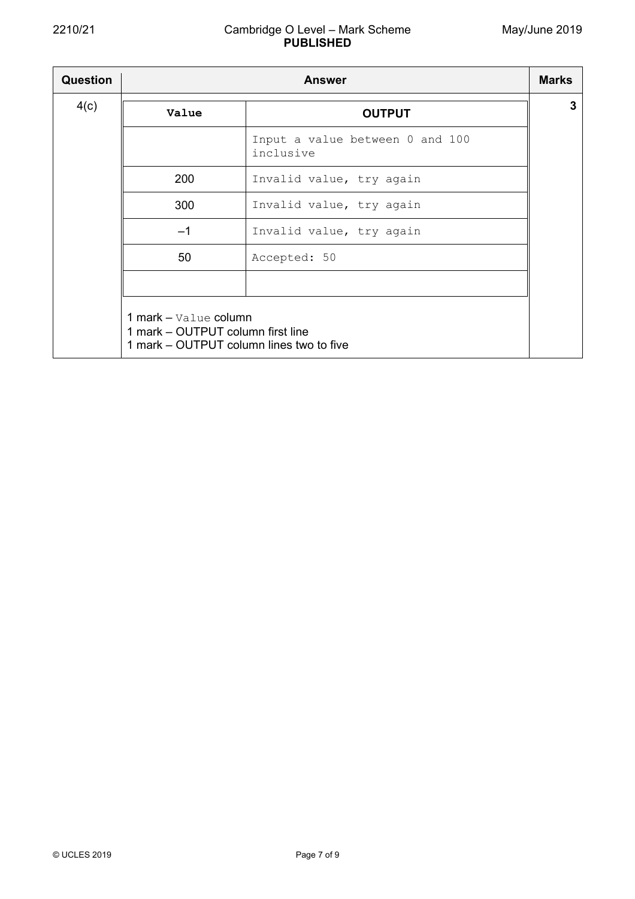| Question | Answer | Marks |
|---|---|---|
| 4(c) | (see table below) | 3 |

| `Value` | OUTPUT |
|---|---|
| | `Input a value between 0 and 100 inclusive` |
| 200 | `Invalid value, try again` |
| 300 | `Invalid value, try again` |
| –1 | `Invalid value, try again` |
| 50 | `Accepted: 50` |
| | |

1 mark – `Value` column
1 mark – OUTPUT column first line
1 mark – OUTPUT column lines two to five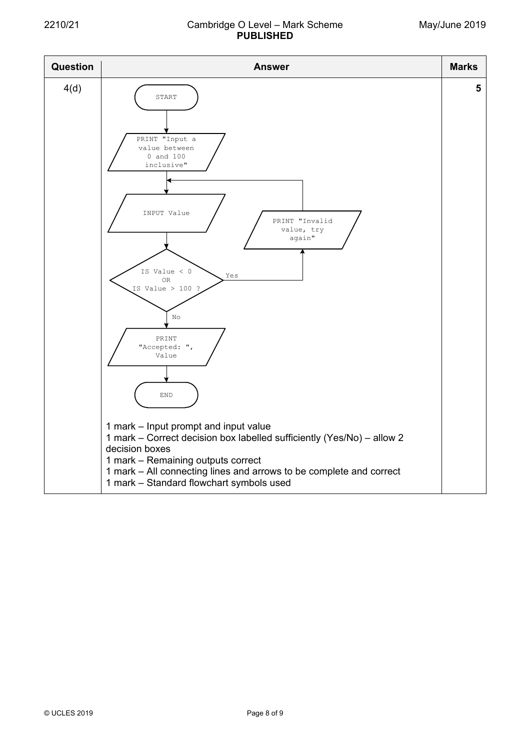| Question | Answer | Marks |
|---|---|---|
| 4(d) | START<br>PRINT "Input a value between 0 and 100 inclusive"<br>INPUT Value<br>IS Value < 0 OR IS Value > 100 ?<br>Yes → PRINT "Invalid value, try again" → (back to INPUT Value)<br>No → PRINT "Accepted: ", Value<br>END<br><br>1 mark – Input prompt and input value<br>1 mark – Correct decision box labelled sufficiently (Yes/No) – allow 2 decision boxes<br>1 mark – Remaining outputs correct<br>1 mark – All connecting lines and arrows to be complete and correct<br>1 mark – Standard flowchart symbols used | 5 |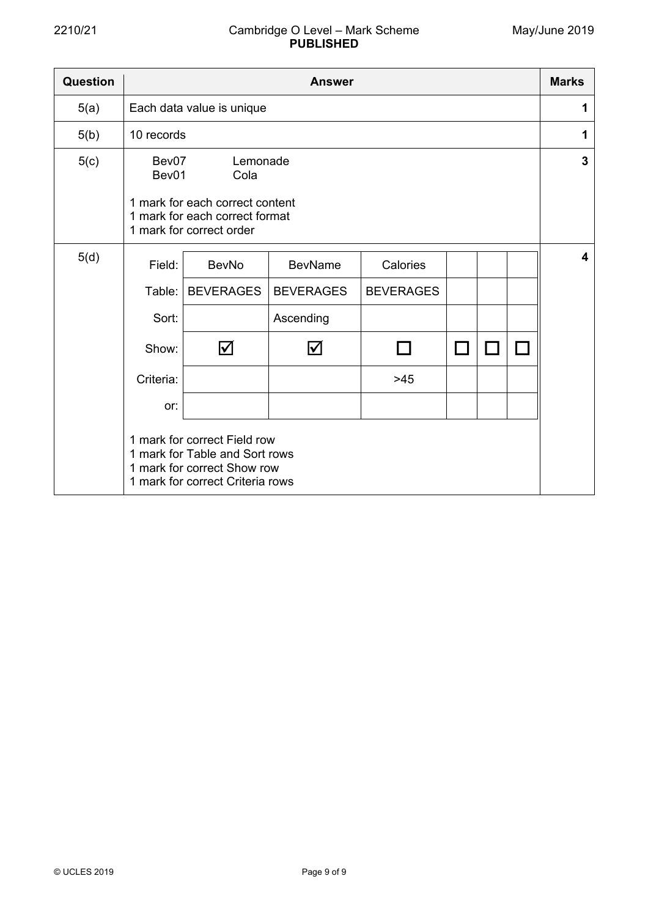| Question | Answer | Marks |
|---|---|---|
| 5(a) | Each data value is unique | 1 |
| 5(b) | 10 records | 1 |
| 5(c) | Bev07 Lemonade<br>Bev01 Cola<br><br>1 mark for each correct content<br>1 mark for each correct format<br>1 mark for correct order | 3 |
| 5(d) | *(see query grid below)*<br><br>1 mark for correct Field row<br>1 mark for Table and Sort rows<br>1 mark for correct Show row<br>1 mark for correct Criteria rows | 4 |

| | | | | | | |
|---|---|---|---|---|---|---|
| Field: | BevNo | BevName | Calories | | | |
| Table: | BEVERAGES | BEVERAGES | BEVERAGES | | | |
| Sort: | | Ascending | | | | |
| Show: | ☑ | ☑ | ☐ | ☐ | ☐ | ☐ |
| Criteria: | | | >45 | | | |
| or: | | | | | | |